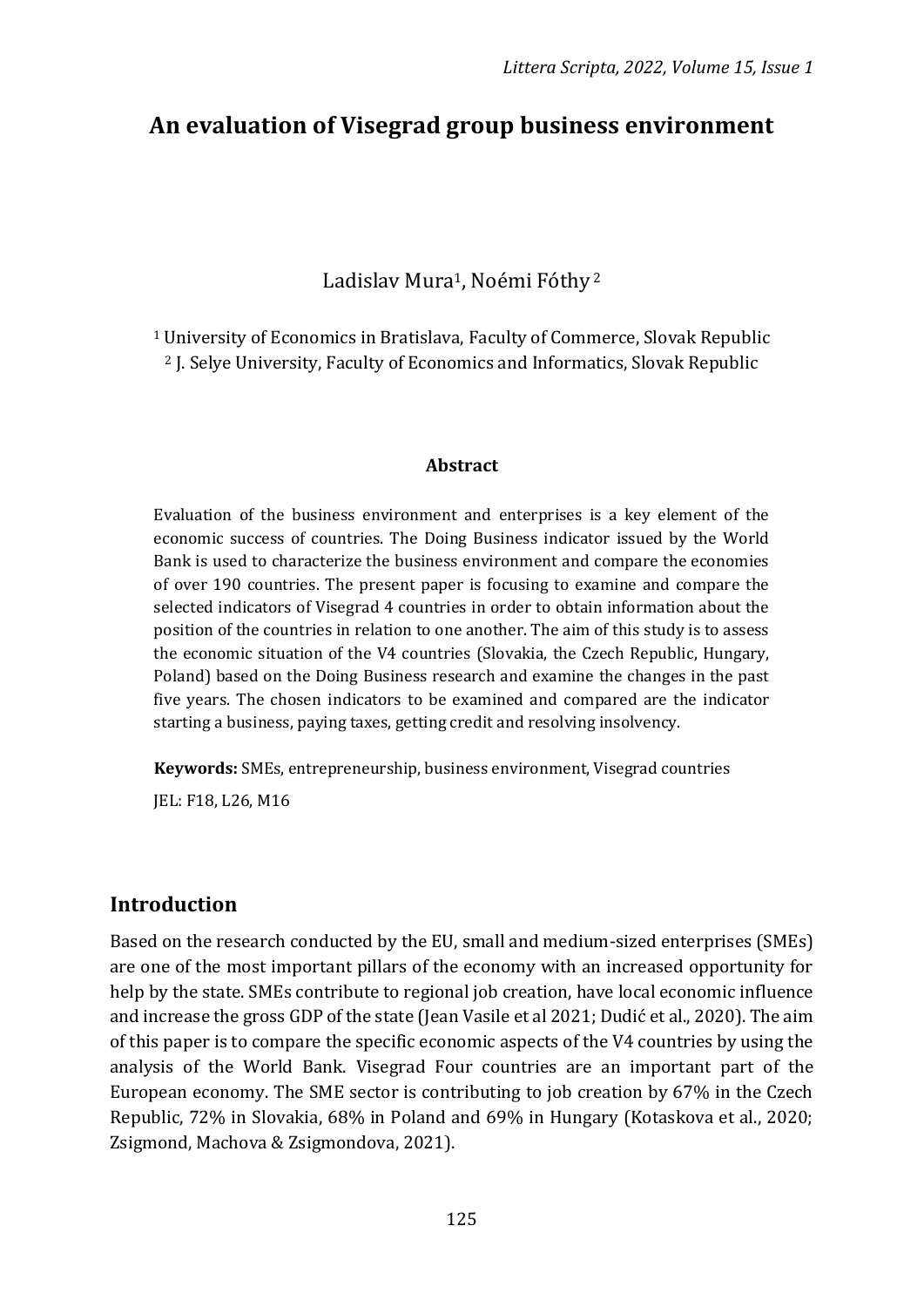# An evaluation of Visegrad group business environment

Ladislav Mura[1], Noémi Fóthy[2]

[1] University of Economics in Bratislava, Faculty of Commerce, Slovak Republic
[2] J. Selye University, Faculty of Economics and Informatics, Slovak Republic

### Abstract

Evaluation of the business environment and enterprises is a key element of the economic success of countries. The Doing Business indicator issued by the World Bank is used to characterize the business environment and compare the economies of over 190 countries. The present paper is focusing to examine and compare the selected indicators of Visegrad 4 countries in order to obtain information about the position of the countries in relation to one another. The aim of this study is to assess the economic situation of the V4 countries (Slovakia, the Czech Republic, Hungary, Poland) based on the Doing Business research and examine the changes in the past five years. The chosen indicators to be examined and compared are the indicator starting a business, paying taxes, getting credit and resolving insolvency.

**Keywords:** SMEs, entrepreneurship, business environment, Visegrad countries

JEL: F18, L26, M16

## Introduction

Based on the research conducted by the EU, small and medium-sized enterprises (SMEs) are one of the most important pillars of the economy with an increased opportunity for help by the state. SMEs contribute to regional job creation, have local economic influence and increase the gross GDP of the state (Jean Vasile et al 2021; Dudić et al., 2020). The aim of this paper is to compare the specific economic aspects of the V4 countries by using the analysis of the World Bank. Visegrad Four countries are an important part of the European economy. The SME sector is contributing to job creation by 67% in the Czech Republic, 72% in Slovakia, 68% in Poland and 69% in Hungary (Kotaskova et al., 2020; Zsigmond, Machova & Zsigmondova, 2021).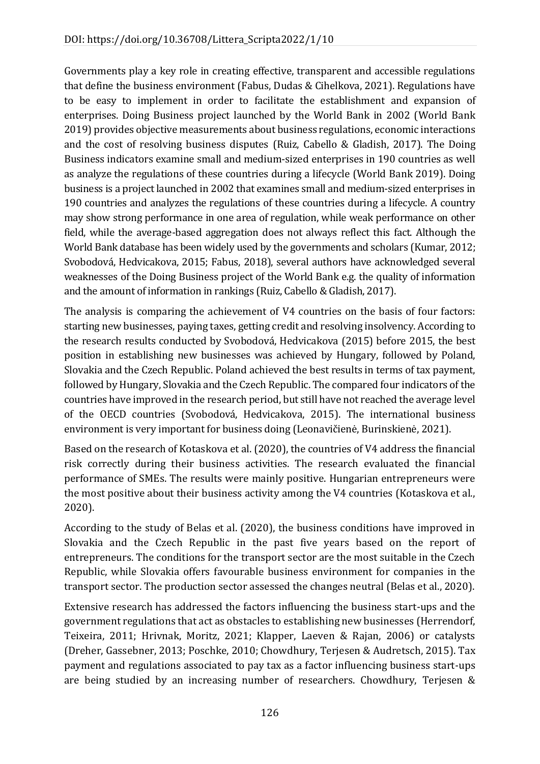Governments play a key role in creating effective, transparent and accessible regulations that define the business environment (Fabus, Dudas & Cihelkova, 2021). Regulations have to be easy to implement in order to facilitate the establishment and expansion of enterprises. Doing Business project launched by the World Bank in 2002 (World Bank 2019) provides objective measurements about business regulations, economic interactions and the cost of resolving business disputes (Ruiz, Cabello & Gladish, 2017). The Doing Business indicators examine small and medium-sized enterprises in 190 countries as well as analyze the regulations of these countries during a lifecycle (World Bank 2019). Doing business is a project launched in 2002 that examines small and medium-sized enterprises in 190 countries and analyzes the regulations of these countries during a lifecycle. A country may show strong performance in one area of regulation, while weak performance on other field, while the average-based aggregation does not always reflect this fact. Although the World Bank database has been widely used by the governments and scholars (Kumar, 2012; Svobodová, Hedvicakova, 2015; Fabus, 2018), several authors have acknowledged several weaknesses of the Doing Business project of the World Bank e.g. the quality of information and the amount of information in rankings (Ruiz, Cabello & Gladish, 2017).

The analysis is comparing the achievement of V4 countries on the basis of four factors: starting new businesses, paying taxes, getting credit and resolving insolvency. According to the research results conducted by Svobodová, Hedvicakova (2015) before 2015, the best position in establishing new businesses was achieved by Hungary, followed by Poland, Slovakia and the Czech Republic. Poland achieved the best results in terms of tax payment, followed by Hungary, Slovakia and the Czech Republic. The compared four indicators of the countries have improved in the research period, but still have not reached the average level of the OECD countries (Svobodová, Hedvicakova, 2015). The international business environment is very important for business doing (Leonavičienė, Burinskienė, 2021).

Based on the research of Kotaskova et al. (2020), the countries of V4 address the financial risk correctly during their business activities. The research evaluated the financial performance of SMEs. The results were mainly positive. Hungarian entrepreneurs were the most positive about their business activity among the V4 countries (Kotaskova et al., 2020).

According to the study of Belas et al. (2020), the business conditions have improved in Slovakia and the Czech Republic in the past five years based on the report of entrepreneurs. The conditions for the transport sector are the most suitable in the Czech Republic, while Slovakia offers favourable business environment for companies in the transport sector. The production sector assessed the changes neutral (Belas et al., 2020).

Extensive research has addressed the factors influencing the business start-ups and the government regulations that act as obstacles to establishing new businesses (Herrendorf, Teixeira, 2011; Hrivnak, Moritz, 2021; Klapper, Laeven & Rajan, 2006) or catalysts (Dreher, Gassebner, 2013; Poschke, 2010; Chowdhury, Terjesen & Audretsch, 2015). Tax payment and regulations associated to pay tax as a factor influencing business start-ups are being studied by an increasing number of researchers. Chowdhury, Terjesen &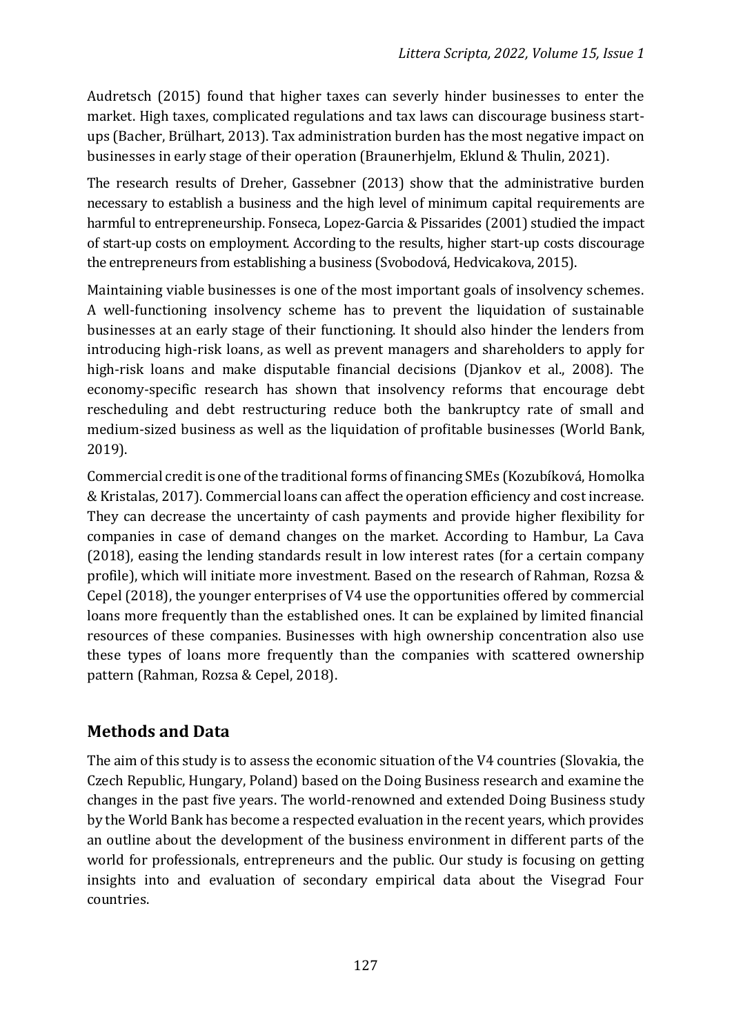Audretsch (2015) found that higher taxes can severly hinder businesses to enter the market. High taxes, complicated regulations and tax laws can discourage business start-ups (Bacher, Brülhart, 2013). Tax administration burden has the most negative impact on businesses in early stage of their operation (Braunerhjelm, Eklund & Thulin, 2021).

The research results of Dreher, Gassebner (2013) show that the administrative burden necessary to establish a business and the high level of minimum capital requirements are harmful to entrepreneurship. Fonseca, Lopez-Garcia & Pissarides (2001) studied the impact of start-up costs on employment. According to the results, higher start-up costs discourage the entrepreneurs from establishing a business (Svobodová, Hedvicakova, 2015).

Maintaining viable businesses is one of the most important goals of insolvency schemes. A well-functioning insolvency scheme has to prevent the liquidation of sustainable businesses at an early stage of their functioning. It should also hinder the lenders from introducing high-risk loans, as well as prevent managers and shareholders to apply for high-risk loans and make disputable financial decisions (Djankov et al., 2008). The economy-specific research has shown that insolvency reforms that encourage debt rescheduling and debt restructuring reduce both the bankruptcy rate of small and medium-sized business as well as the liquidation of profitable businesses (World Bank, 2019).

Commercial credit is one of the traditional forms of financing SMEs (Kozubíková, Homolka & Kristalas, 2017). Commercial loans can affect the operation efficiency and cost increase. They can decrease the uncertainty of cash payments and provide higher flexibility for companies in case of demand changes on the market. According to Hambur, La Cava (2018), easing the lending standards result in low interest rates (for a certain company profile), which will initiate more investment. Based on the research of Rahman, Rozsa & Cepel (2018), the younger enterprises of V4 use the opportunities offered by commercial loans more frequently than the established ones. It can be explained by limited financial resources of these companies. Businesses with high ownership concentration also use these types of loans more frequently than the companies with scattered ownership pattern (Rahman, Rozsa & Cepel, 2018).

## Methods and Data

The aim of this study is to assess the economic situation of the V4 countries (Slovakia, the Czech Republic, Hungary, Poland) based on the Doing Business research and examine the changes in the past five years. The world-renowned and extended Doing Business study by the World Bank has become a respected evaluation in the recent years, which provides an outline about the development of the business environment in different parts of the world for professionals, entrepreneurs and the public. Our study is focusing on getting insights into and evaluation of secondary empirical data about the Visegrad Four countries.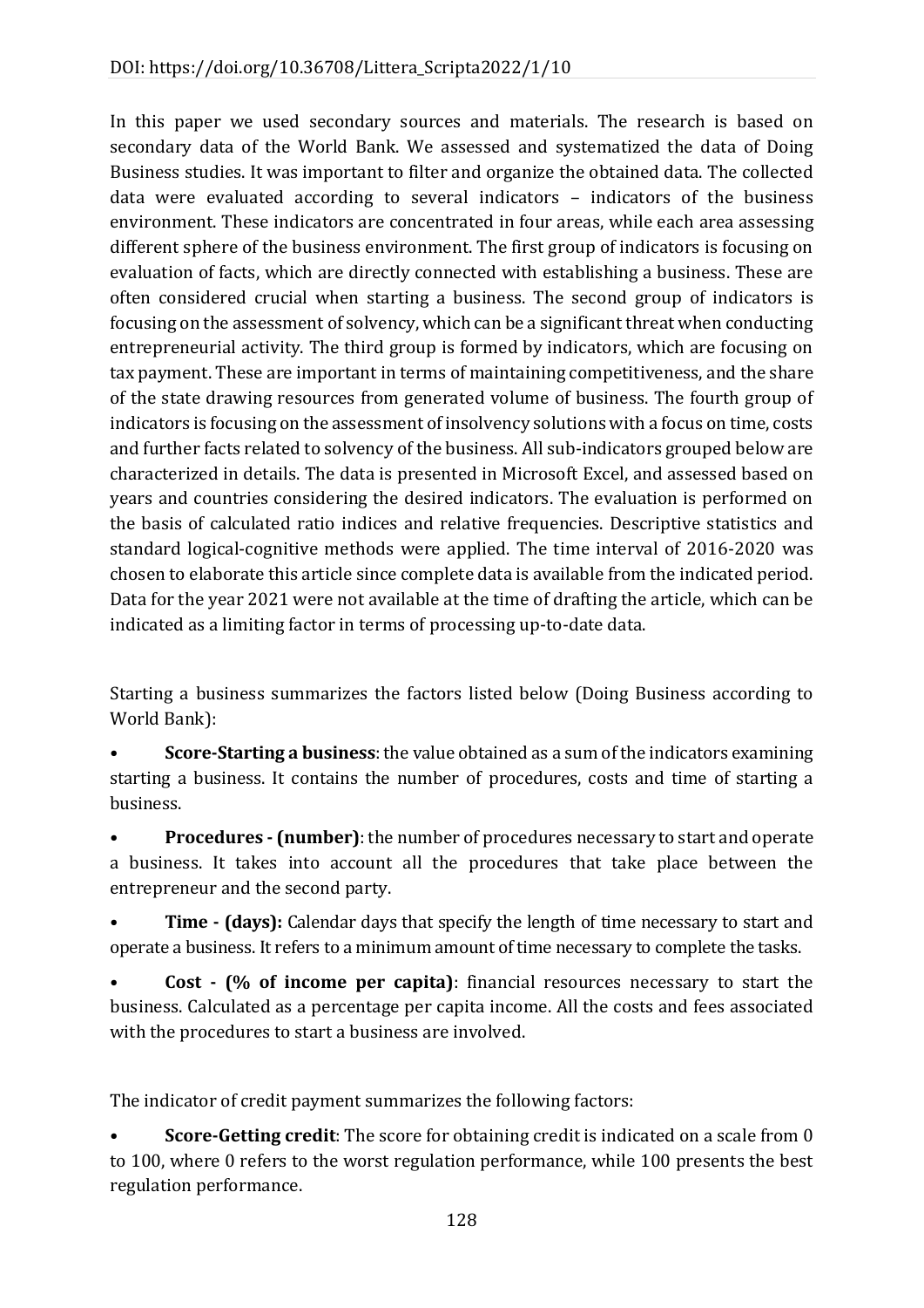In this paper we used secondary sources and materials. The research is based on secondary data of the World Bank. We assessed and systematized the data of Doing Business studies. It was important to filter and organize the obtained data. The collected data were evaluated according to several indicators – indicators of the business environment. These indicators are concentrated in four areas, while each area assessing different sphere of the business environment. The first group of indicators is focusing on evaluation of facts, which are directly connected with establishing a business. These are often considered crucial when starting a business. The second group of indicators is focusing on the assessment of solvency, which can be a significant threat when conducting entrepreneurial activity. The third group is formed by indicators, which are focusing on tax payment. These are important in terms of maintaining competitiveness, and the share of the state drawing resources from generated volume of business. The fourth group of indicators is focusing on the assessment of insolvency solutions with a focus on time, costs and further facts related to solvency of the business. All sub-indicators grouped below are characterized in details. The data is presented in Microsoft Excel, and assessed based on years and countries considering the desired indicators. The evaluation is performed on the basis of calculated ratio indices and relative frequencies. Descriptive statistics and standard logical-cognitive methods were applied. The time interval of 2016-2020 was chosen to elaborate this article since complete data is available from the indicated period. Data for the year 2021 were not available at the time of drafting the article, which can be indicated as a limiting factor in terms of processing up-to-date data.

Starting a business summarizes the factors listed below (Doing Business according to World Bank):

- **Score-Starting a business**: the value obtained as a sum of the indicators examining starting a business. It contains the number of procedures, costs and time of starting a business.
- **Procedures - (number)**: the number of procedures necessary to start and operate a business. It takes into account all the procedures that take place between the entrepreneur and the second party.
- **Time - (days):** Calendar days that specify the length of time necessary to start and operate a business. It refers to a minimum amount of time necessary to complete the tasks.
- **Cost - (% of income per capita)**: financial resources necessary to start the business. Calculated as a percentage per capita income. All the costs and fees associated with the procedures to start a business are involved.

The indicator of credit payment summarizes the following factors:

- **Score-Getting credit**: The score for obtaining credit is indicated on a scale from 0 to 100, where 0 refers to the worst regulation performance, while 100 presents the best regulation performance.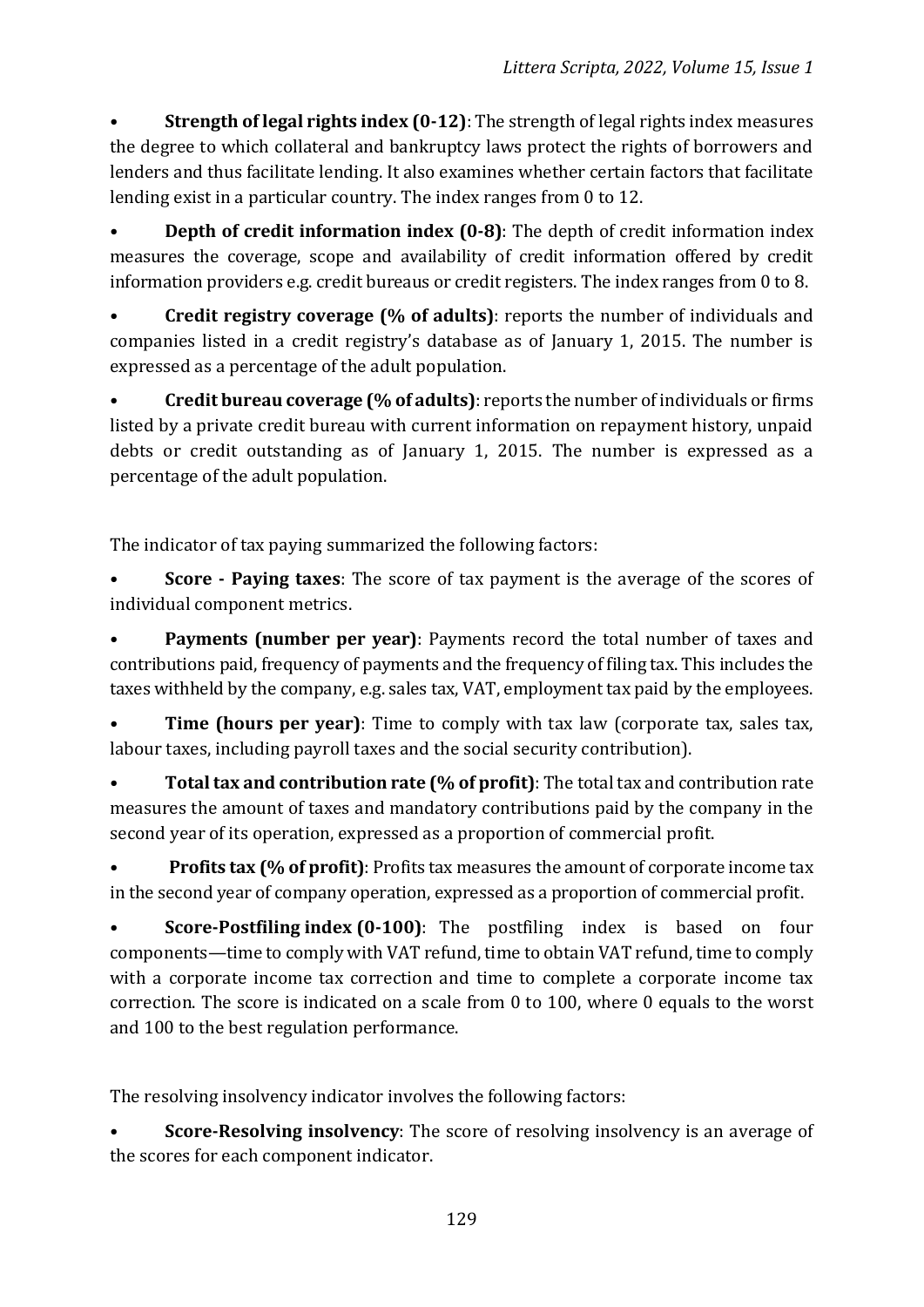- **Strength of legal rights index (0-12)**: The strength of legal rights index measures the degree to which collateral and bankruptcy laws protect the rights of borrowers and lenders and thus facilitate lending. It also examines whether certain factors that facilitate lending exist in a particular country. The index ranges from 0 to 12.
- **Depth of credit information index (0-8)**: The depth of credit information index measures the coverage, scope and availability of credit information offered by credit information providers e.g. credit bureaus or credit registers. The index ranges from 0 to 8.
- **Credit registry coverage (% of adults)**: reports the number of individuals and companies listed in a credit registry's database as of January 1, 2015. The number is expressed as a percentage of the adult population.
- **Credit bureau coverage (% of adults)**: reports the number of individuals or firms listed by a private credit bureau with current information on repayment history, unpaid debts or credit outstanding as of January 1, 2015. The number is expressed as a percentage of the adult population.

The indicator of tax paying summarized the following factors:

- **Score - Paying taxes**: The score of tax payment is the average of the scores of individual component metrics.
- **Payments (number per year)**: Payments record the total number of taxes and contributions paid, frequency of payments and the frequency of filing tax. This includes the taxes withheld by the company, e.g. sales tax, VAT, employment tax paid by the employees.
- **Time (hours per year)**: Time to comply with tax law (corporate tax, sales tax, labour taxes, including payroll taxes and the social security contribution).
- **Total tax and contribution rate (% of profit)**: The total tax and contribution rate measures the amount of taxes and mandatory contributions paid by the company in the second year of its operation, expressed as a proportion of commercial profit.
- **Profits tax (% of profit)**: Profits tax measures the amount of corporate income tax in the second year of company operation, expressed as a proportion of commercial profit.
- **Score-Postfiling index (0-100)**: The postfiling index is based on four components—time to comply with VAT refund, time to obtain VAT refund, time to comply with a corporate income tax correction and time to complete a corporate income tax correction. The score is indicated on a scale from 0 to 100, where 0 equals to the worst and 100 to the best regulation performance.

The resolving insolvency indicator involves the following factors:

- **Score-Resolving insolvency**: The score of resolving insolvency is an average of the scores for each component indicator.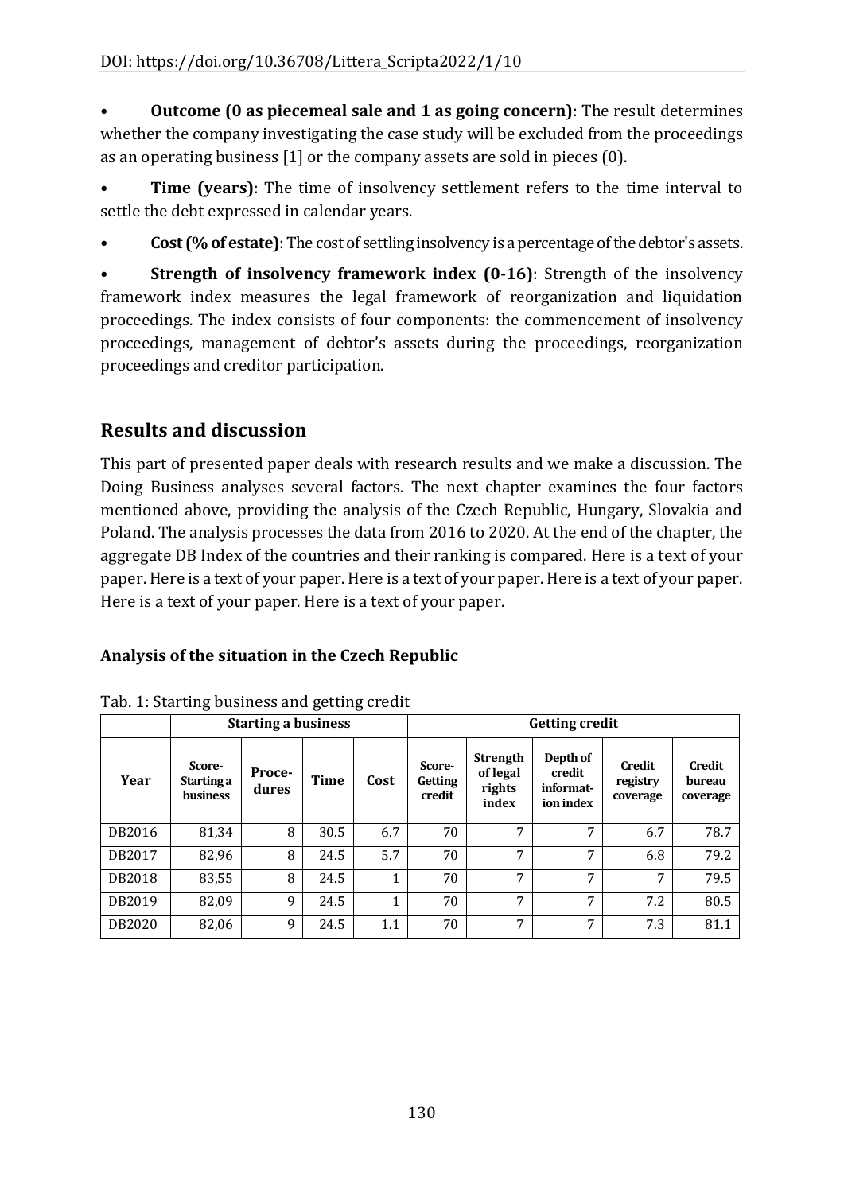- **Outcome (0 as piecemeal sale and 1 as going concern)**: The result determines whether the company investigating the case study will be excluded from the proceedings as an operating business [1] or the company assets are sold in pieces (0).
- **Time (years)**: The time of insolvency settlement refers to the time interval to settle the debt expressed in calendar years.
- **Cost (% of estate)**: The cost of settling insolvency is a percentage of the debtor's assets.
- **Strength of insolvency framework index (0-16)**: Strength of the insolvency framework index measures the legal framework of reorganization and liquidation proceedings. The index consists of four components: the commencement of insolvency proceedings, management of debtor's assets during the proceedings, reorganization proceedings and creditor participation.

## Results and discussion

This part of presented paper deals with research results and we make a discussion. The Doing Business analyses several factors. The next chapter examines the four factors mentioned above, providing the analysis of the Czech Republic, Hungary, Slovakia and Poland. The analysis processes the data from 2016 to 2020. At the end of the chapter, the aggregate DB Index of the countries and their ranking is compared. Here is a text of your paper. Here is a text of your paper. Here is a text of your paper. Here is a text of your paper. Here is a text of your paper. Here is a text of your paper.

### Analysis of the situation in the Czech Republic

Tab. 1: Starting business and getting credit

| | Starting a business | | | | Getting credit | | | | |
|---|---|---|---|---|---|---|---|---|---|
| Year | Score-Starting a business | Proce-dures | Time | Cost | Score-Getting credit | Strength of legal rights index | Depth of credit informat-ion index | Credit registry coverage | Credit bureau coverage |
| DB2016 | 81,34 | 8 | 30.5 | 6.7 | 70 | 7 | 7 | 6.7 | 78.7 |
| DB2017 | 82,96 | 8 | 24.5 | 5.7 | 70 | 7 | 7 | 6.8 | 79.2 |
| DB2018 | 83,55 | 8 | 24.5 | 1 | 70 | 7 | 7 | 7 | 79.5 |
| DB2019 | 82,09 | 9 | 24.5 | 1 | 70 | 7 | 7 | 7.2 | 80.5 |
| DB2020 | 82,06 | 9 | 24.5 | 1.1 | 70 | 7 | 7 | 7.3 | 81.1 |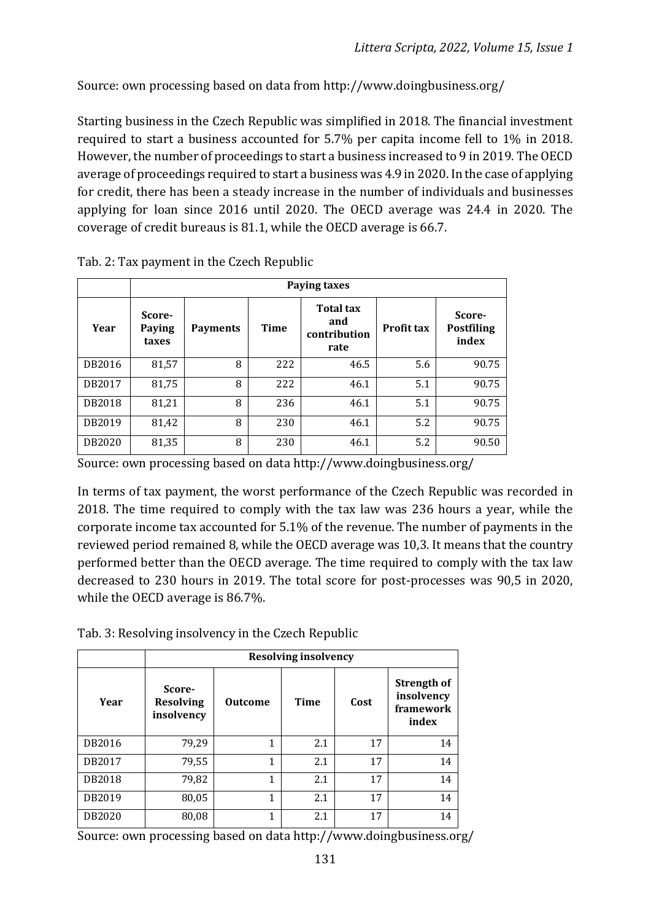Source: own processing based on data from http://www.doingbusiness.org/

Starting business in the Czech Republic was simplified in 2018. The financial investment required to start a business accounted for 5.7% per capita income fell to 1% in 2018. However, the number of proceedings to start a business increased to 9 in 2019. The OECD average of proceedings required to start a business was 4.9 in 2020. In the case of applying for credit, there has been a steady increase in the number of individuals and businesses applying for loan since 2016 until 2020. The OECD average was 24.4 in 2020. The coverage of credit bureaus is 81.1, while the OECD average is 66.7.

Tab. 2: Tax payment in the Czech Republic

| | **Paying taxes** | | | | | |
|---|---|---|---|---|---|---|
| **Year** | **Score-Paying taxes** | **Payments** | **Time** | **Total tax and contribution rate** | **Profit tax** | **Score-Postfiling index** |
| DB2016 | 81,57 | 8 | 222 | 46.5 | 5.6 | 90.75 |
| DB2017 | 81,75 | 8 | 222 | 46.1 | 5.1 | 90.75 |
| DB2018 | 81,21 | 8 | 236 | 46.1 | 5.1 | 90.75 |
| DB2019 | 81,42 | 8 | 230 | 46.1 | 5.2 | 90.75 |
| DB2020 | 81,35 | 8 | 230 | 46.1 | 5.2 | 90.50 |

Source: own processing based on data http://www.doingbusiness.org/

In terms of tax payment, the worst performance of the Czech Republic was recorded in 2018. The time required to comply with the tax law was 236 hours a year, while the corporate income tax accounted for 5.1% of the revenue. The number of payments in the reviewed period remained 8, while the OECD average was 10,3. It means that the country performed better than the OECD average. The time required to comply with the tax law decreased to 230 hours in 2019. The total score for post-processes was 90,5 in 2020, while the OECD average is 86.7%.

Tab. 3: Resolving insolvency in the Czech Republic

| | **Resolving insolvency** | | | | |
|---|---|---|---|---|---|
| **Year** | **Score-Resolving insolvency** | **Outcome** | **Time** | **Cost** | **Strength of insolvency framework index** |
| DB2016 | 79,29 | 1 | 2.1 | 17 | 14 |
| DB2017 | 79,55 | 1 | 2.1 | 17 | 14 |
| DB2018 | 79,82 | 1 | 2.1 | 17 | 14 |
| DB2019 | 80,05 | 1 | 2.1 | 17 | 14 |
| DB2020 | 80,08 | 1 | 2.1 | 17 | 14 |

Source: own processing based on data http://www.doingbusiness.org/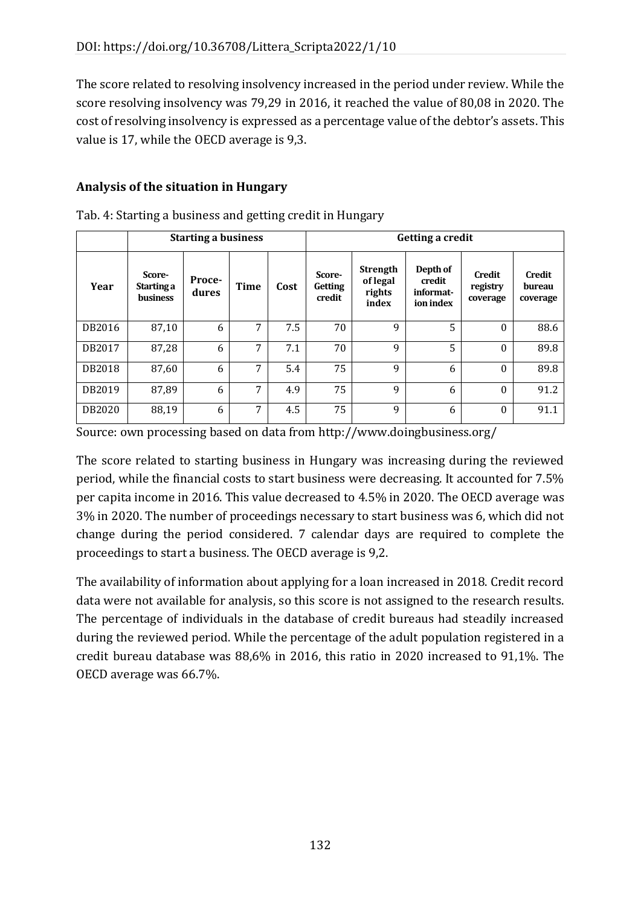The score related to resolving insolvency increased in the period under review. While the score resolving insolvency was 79,29 in 2016, it reached the value of 80,08 in 2020. The cost of resolving insolvency is expressed as a percentage value of the debtor's assets. This value is 17, while the OECD average is 9,3.

## Analysis of the situation in Hungary

Tab. 4: Starting a business and getting credit in Hungary

| | Starting a business | | | | Getting a credit | | | | |
|---|---|---|---|---|---|---|---|---|---|
| Year | Score-Starting a business | Proce-dures | Time | Cost | Score-Getting credit | Strength of legal rights index | Depth of credit informat-ion index | Credit registry coverage | Credit bureau coverage |
| DB2016 | 87,10 | 6 | 7 | 7.5 | 70 | 9 | 5 | 0 | 88.6 |
| DB2017 | 87,28 | 6 | 7 | 7.1 | 70 | 9 | 5 | 0 | 89.8 |
| DB2018 | 87,60 | 6 | 7 | 5.4 | 75 | 9 | 6 | 0 | 89.8 |
| DB2019 | 87,89 | 6 | 7 | 4.9 | 75 | 9 | 6 | 0 | 91.2 |
| DB2020 | 88,19 | 6 | 7 | 4.5 | 75 | 9 | 6 | 0 | 91.1 |

Source: own processing based on data from http://www.doingbusiness.org/

The score related to starting business in Hungary was increasing during the reviewed period, while the financial costs to start business were decreasing. It accounted for 7.5% per capita income in 2016. This value decreased to 4.5% in 2020. The OECD average was 3% in 2020. The number of proceedings necessary to start business was 6, which did not change during the period considered. 7 calendar days are required to complete the proceedings to start a business. The OECD average is 9,2.

The availability of information about applying for a loan increased in 2018. Credit record data were not available for analysis, so this score is not assigned to the research results. The percentage of individuals in the database of credit bureaus had steadily increased during the reviewed period. While the percentage of the adult population registered in a credit bureau database was 88,6% in 2016, this ratio in 2020 increased to 91,1%. The OECD average was 66.7%.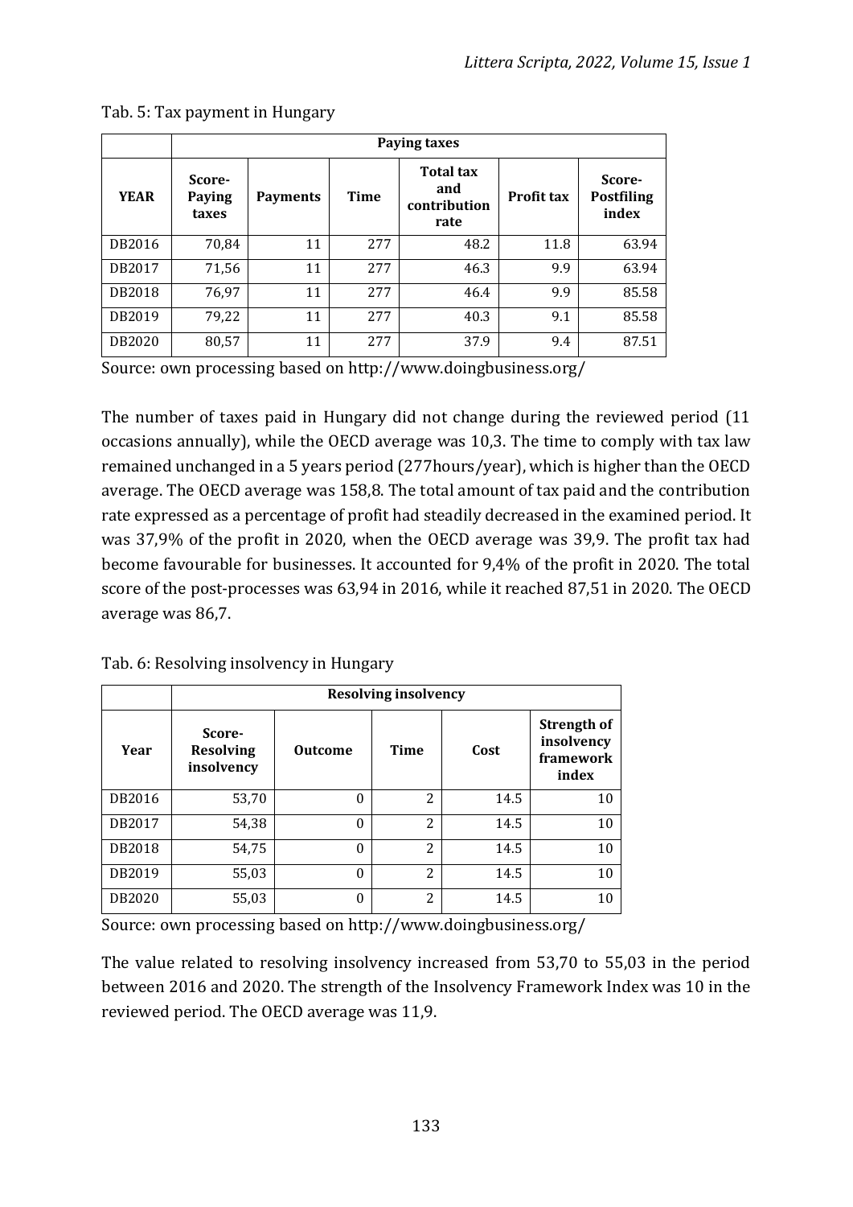Tab. 5: Tax payment in Hungary

| | Paying taxes | | | | | |
|---|---|---|---|---|---|---|
| **YEAR** | **Score-Paying taxes** | **Payments** | **Time** | **Total tax and contribution rate** | **Profit tax** | **Score-Postfiling index** |
| DB2016 | 70,84 | 11 | 277 | 48.2 | 11.8 | 63.94 |
| DB2017 | 71,56 | 11 | 277 | 46.3 | 9.9 | 63.94 |
| DB2018 | 76,97 | 11 | 277 | 46.4 | 9.9 | 85.58 |
| DB2019 | 79,22 | 11 | 277 | 40.3 | 9.1 | 85.58 |
| DB2020 | 80,57 | 11 | 277 | 37.9 | 9.4 | 87.51 |

Source: own processing based on http://www.doingbusiness.org/

The number of taxes paid in Hungary did not change during the reviewed period (11 occasions annually), while the OECD average was 10,3. The time to comply with tax law remained unchanged in a 5 years period (277hours/year), which is higher than the OECD average. The OECD average was 158,8. The total amount of tax paid and the contribution rate expressed as a percentage of profit had steadily decreased in the examined period. It was 37,9% of the profit in 2020, when the OECD average was 39,9. The profit tax had become favourable for businesses. It accounted for 9,4% of the profit in 2020. The total score of the post-processes was 63,94 in 2016, while it reached 87,51 in 2020. The OECD average was 86,7.

Tab. 6: Resolving insolvency in Hungary

| | Resolving insolvency | | | | |
|---|---|---|---|---|---|
| **Year** | **Score-Resolving insolvency** | **Outcome** | **Time** | **Cost** | **Strength of insolvency framework index** |
| DB2016 | 53,70 | 0 | 2 | 14.5 | 10 |
| DB2017 | 54,38 | 0 | 2 | 14.5 | 10 |
| DB2018 | 54,75 | 0 | 2 | 14.5 | 10 |
| DB2019 | 55,03 | 0 | 2 | 14.5 | 10 |
| DB2020 | 55,03 | 0 | 2 | 14.5 | 10 |

Source: own processing based on http://www.doingbusiness.org/

The value related to resolving insolvency increased from 53,70 to 55,03 in the period between 2016 and 2020. The strength of the Insolvency Framework Index was 10 in the reviewed period. The OECD average was 11,9.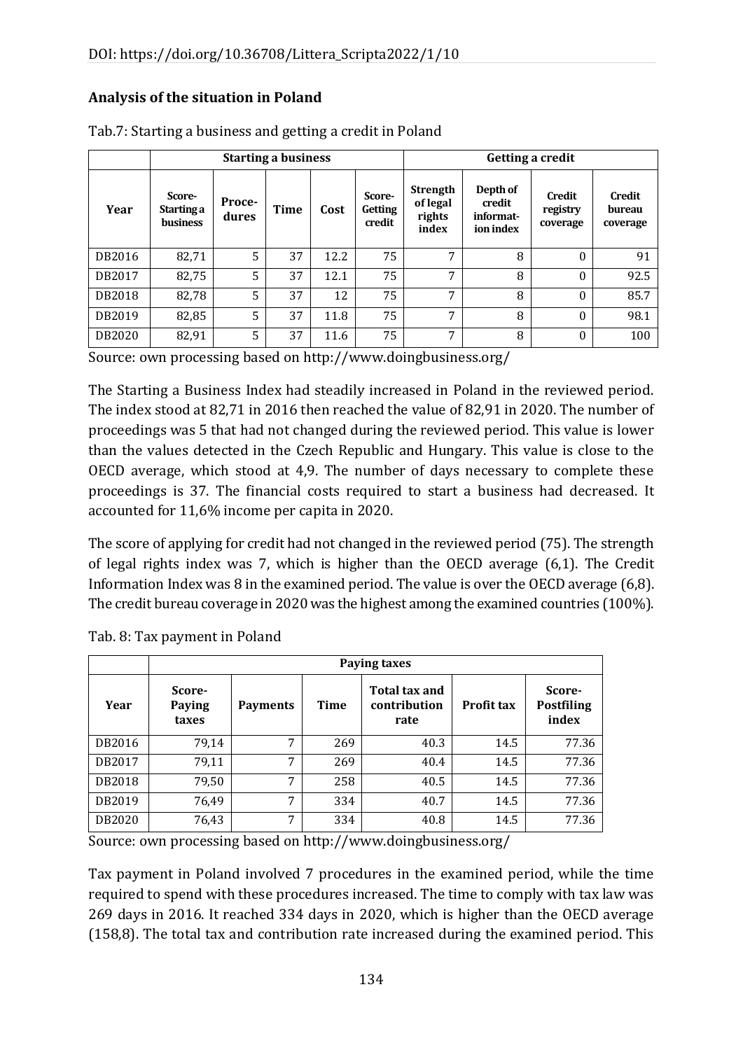DOI: https://doi.org/10.36708/Littera_Scripta2022/1/10

## Analysis of the situation in Poland

Tab.7: Starting a business and getting a credit in Poland

| | Starting a business | | | | Getting a credit | | | | |
|---|---|---|---|---|---|---|---|---|---|
| **Year** | **Score-Starting a business** | **Proce-dures** | **Time** | **Cost** | **Score-Getting credit** | **Strength of legal rights index** | **Depth of credit informat-ion index** | **Credit registry coverage** | **Credit bureau coverage** |
| DB2016 | 82,71 | 5 | 37 | 12.2 | 75 | 7 | 8 | 0 | 91 |
| DB2017 | 82,75 | 5 | 37 | 12.1 | 75 | 7 | 8 | 0 | 92.5 |
| DB2018 | 82,78 | 5 | 37 | 12 | 75 | 7 | 8 | 0 | 85.7 |
| DB2019 | 82,85 | 5 | 37 | 11.8 | 75 | 7 | 8 | 0 | 98.1 |
| DB2020 | 82,91 | 5 | 37 | 11.6 | 75 | 7 | 8 | 0 | 100 |

Source: own processing based on http://www.doingbusiness.org/

The Starting a Business Index had steadily increased in Poland in the reviewed period. The index stood at 82,71 in 2016 then reached the value of 82,91 in 2020. The number of proceedings was 5 that had not changed during the reviewed period. This value is lower than the values detected in the Czech Republic and Hungary. This value is close to the OECD average, which stood at 4,9. The number of days necessary to complete these proceedings is 37. The financial costs required to start a business had decreased. It accounted for 11,6% income per capita in 2020.

The score of applying for credit had not changed in the reviewed period (75). The strength of legal rights index was 7, which is higher than the OECD average (6,1). The Credit Information Index was 8 in the examined period. The value is over the OECD average (6,8). The credit bureau coverage in 2020 was the highest among the examined countries (100%).

Tab. 8: Tax payment in Poland

| | Paying taxes | | | | | |
|---|---|---|---|---|---|---|
| **Year** | **Score-Paying taxes** | **Payments** | **Time** | **Total tax and contribution rate** | **Profit tax** | **Score-Postfiling index** |
| DB2016 | 79,14 | 7 | 269 | 40.3 | 14.5 | 77.36 |
| DB2017 | 79,11 | 7 | 269 | 40.4 | 14.5 | 77.36 |
| DB2018 | 79,50 | 7 | 258 | 40.5 | 14.5 | 77.36 |
| DB2019 | 76,49 | 7 | 334 | 40.7 | 14.5 | 77.36 |
| DB2020 | 76,43 | 7 | 334 | 40.8 | 14.5 | 77.36 |

Source: own processing based on http://www.doingbusiness.org/

Tax payment in Poland involved 7 procedures in the examined period, while the time required to spend with these procedures increased. The time to comply with tax law was 269 days in 2016. It reached 334 days in 2020, which is higher than the OECD average (158,8). The total tax and contribution rate increased during the examined period. This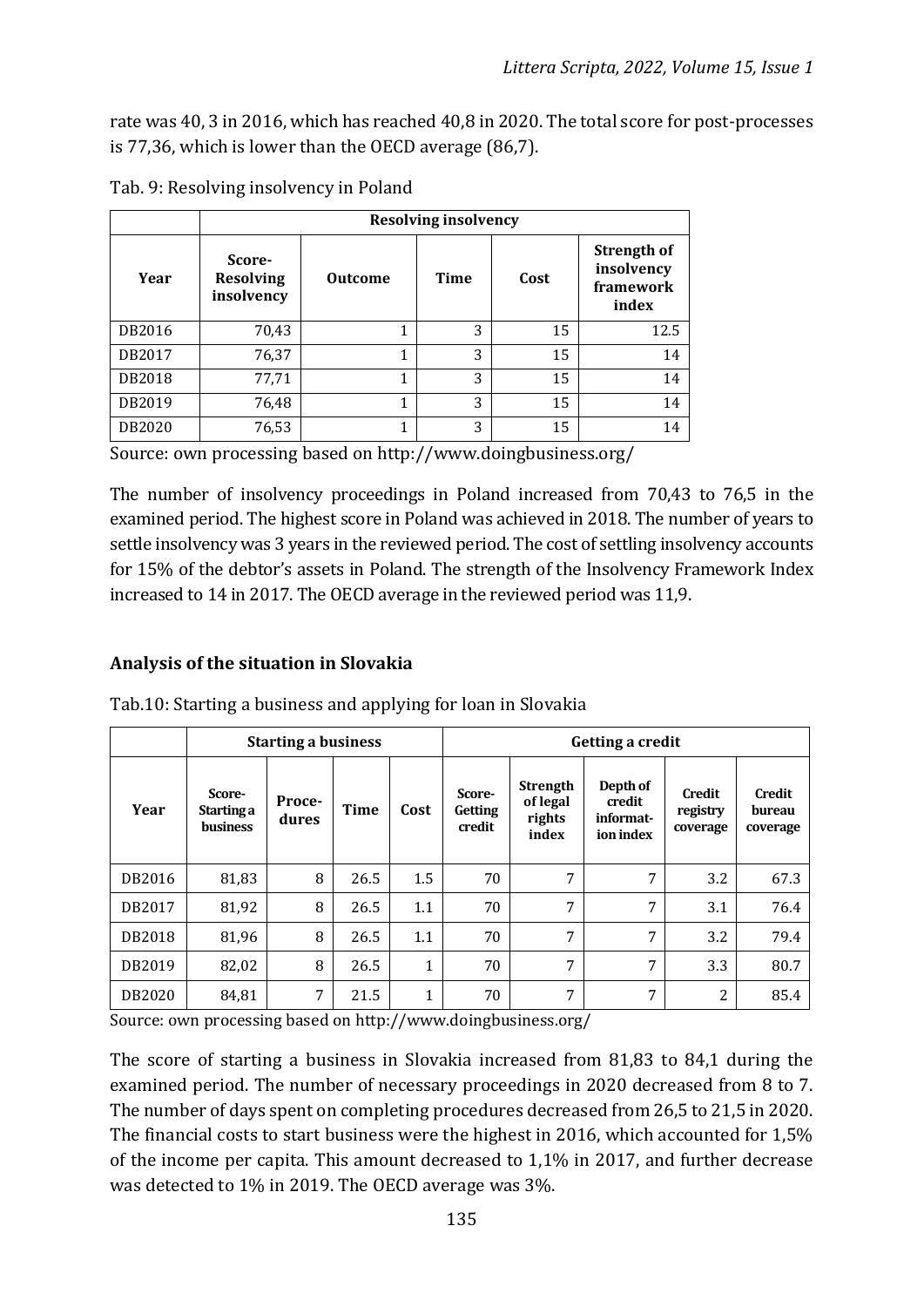rate was 40, 3 in 2016, which has reached 40,8 in 2020. The total score for post-processes is 77,36, which is lower than the OECD average (86,7).

Tab. 9: Resolving insolvency in Poland

| | Resolving insolvency | | | | |
|---|---|---|---|---|---|
| Year | Score-Resolving insolvency | Outcome | Time | Cost | Strength of insolvency framework index |
| DB2016 | 70,43 | 1 | 3 | 15 | 12.5 |
| DB2017 | 76,37 | 1 | 3 | 15 | 14 |
| DB2018 | 77,71 | 1 | 3 | 15 | 14 |
| DB2019 | 76,48 | 1 | 3 | 15 | 14 |
| DB2020 | 76,53 | 1 | 3 | 15 | 14 |

Source: own processing based on http://www.doingbusiness.org/

The number of insolvency proceedings in Poland increased from 70,43 to 76,5 in the examined period. The highest score in Poland was achieved in 2018. The number of years to settle insolvency was 3 years in the reviewed period. The cost of settling insolvency accounts for 15% of the debtor's assets in Poland. The strength of the Insolvency Framework Index increased to 14 in 2017. The OECD average in the reviewed period was 11,9.

### Analysis of the situation in Slovakia

Tab.10: Starting a business and applying for loan in Slovakia

| | Starting a business | | | | Getting a credit | | | | |
|---|---|---|---|---|---|---|---|---|---|
| Year | Score-Starting a business | Procedures | Time | Cost | Score-Getting credit | Strength of legal rights index | Depth of credit information index | Credit registry coverage | Credit bureau coverage |
| DB2016 | 81,83 | 8 | 26.5 | 1.5 | 70 | 7 | 7 | 3.2 | 67.3 |
| DB2017 | 81,92 | 8 | 26.5 | 1.1 | 70 | 7 | 7 | 3.1 | 76.4 |
| DB2018 | 81,96 | 8 | 26.5 | 1.1 | 70 | 7 | 7 | 3.2 | 79.4 |
| DB2019 | 82,02 | 8 | 26.5 | 1 | 70 | 7 | 7 | 3.3 | 80.7 |
| DB2020 | 84,81 | 7 | 21.5 | 1 | 70 | 7 | 7 | 2 | 85.4 |

Source: own processing based on http://www.doingbusiness.org/

The score of starting a business in Slovakia increased from 81,83 to 84,1 during the examined period. The number of necessary proceedings in 2020 decreased from 8 to 7. The number of days spent on completing procedures decreased from 26,5 to 21,5 in 2020. The financial costs to start business were the highest in 2016, which accounted for 1,5% of the income per capita. This amount decreased to 1,1% in 2017, and further decrease was detected to 1% in 2019. The OECD average was 3%.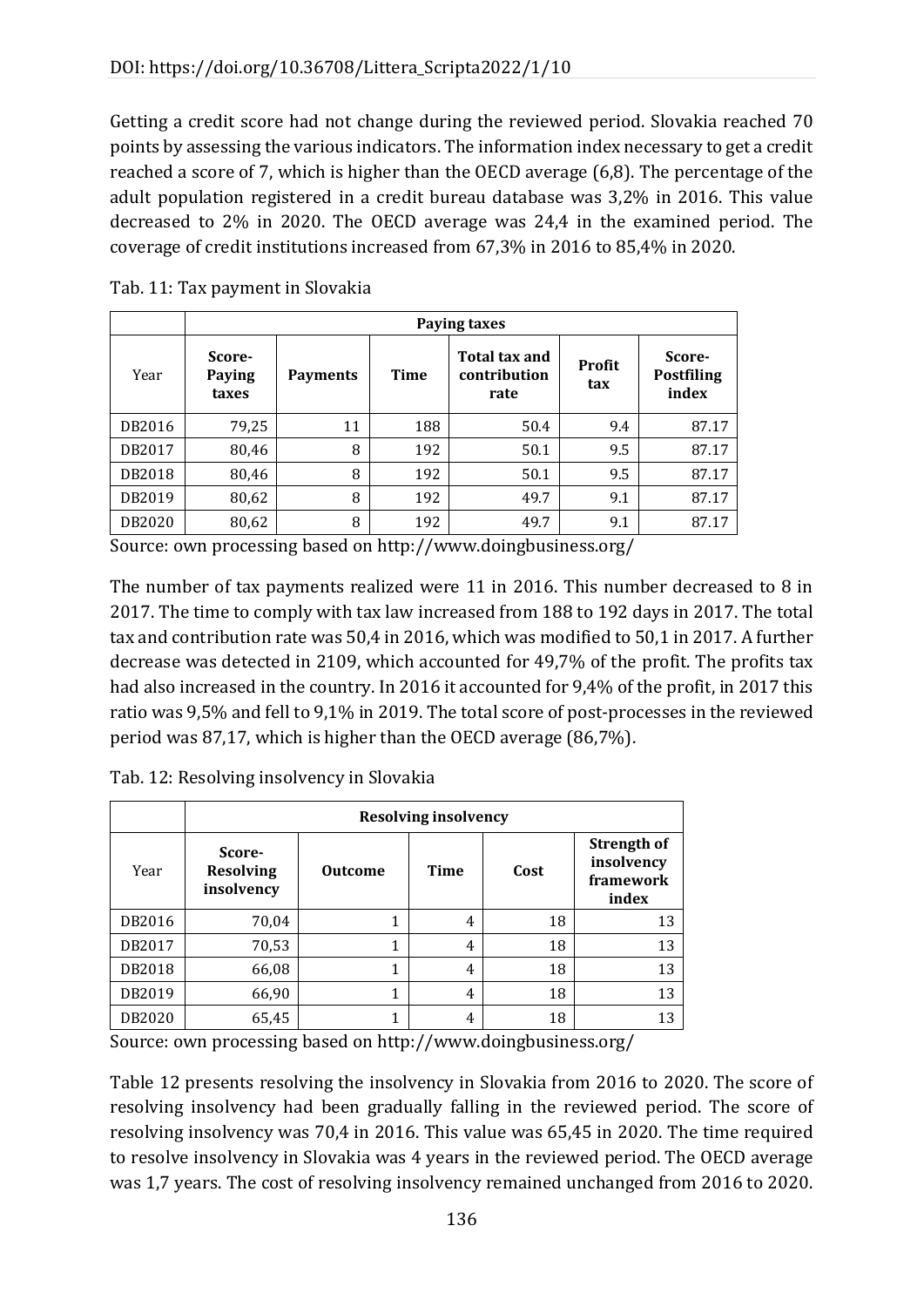Getting a credit score had not change during the reviewed period. Slovakia reached 70 points by assessing the various indicators. The information index necessary to get a credit reached a score of 7, which is higher than the OECD average (6,8). The percentage of the adult population registered in a credit bureau database was 3,2% in 2016. This value decreased to 2% in 2020. The OECD average was 24,4 in the examined period. The coverage of credit institutions increased from 67,3% in 2016 to 85,4% in 2020.

Tab. 11: Tax payment in Slovakia

| | Paying taxes | | | | | |
|---|---|---|---|---|---|---|
| Year | Score-Paying taxes | Payments | Time | Total tax and contribution rate | Profit tax | Score-Postfiling index |
| DB2016 | 79,25 | 11 | 188 | 50.4 | 9.4 | 87.17 |
| DB2017 | 80,46 | 8 | 192 | 50.1 | 9.5 | 87.17 |
| DB2018 | 80,46 | 8 | 192 | 50.1 | 9.5 | 87.17 |
| DB2019 | 80,62 | 8 | 192 | 49.7 | 9.1 | 87.17 |
| DB2020 | 80,62 | 8 | 192 | 49.7 | 9.1 | 87.17 |

Source: own processing based on http://www.doingbusiness.org/

The number of tax payments realized were 11 in 2016. This number decreased to 8 in 2017. The time to comply with tax law increased from 188 to 192 days in 2017. The total tax and contribution rate was 50,4 in 2016, which was modified to 50,1 in 2017. A further decrease was detected in 2109, which accounted for 49,7% of the profit. The profits tax had also increased in the country. In 2016 it accounted for 9,4% of the profit, in 2017 this ratio was 9,5% and fell to 9,1% in 2019. The total score of post-processes in the reviewed period was 87,17, which is higher than the OECD average (86,7%).

Tab. 12: Resolving insolvency in Slovakia

| | Resolving insolvency | | | | |
|---|---|---|---|---|---|
| Year | Score-Resolving insolvency | Outcome | Time | Cost | Strength of insolvency framework index |
| DB2016 | 70,04 | 1 | 4 | 18 | 13 |
| DB2017 | 70,53 | 1 | 4 | 18 | 13 |
| DB2018 | 66,08 | 1 | 4 | 18 | 13 |
| DB2019 | 66,90 | 1 | 4 | 18 | 13 |
| DB2020 | 65,45 | 1 | 4 | 18 | 13 |

Source: own processing based on http://www.doingbusiness.org/

Table 12 presents resolving the insolvency in Slovakia from 2016 to 2020. The score of resolving insolvency had been gradually falling in the reviewed period. The score of resolving insolvency was 70,4 in 2016. This value was 65,45 in 2020. The time required to resolve insolvency in Slovakia was 4 years in the reviewed period. The OECD average was 1,7 years. The cost of resolving insolvency remained unchanged from 2016 to 2020.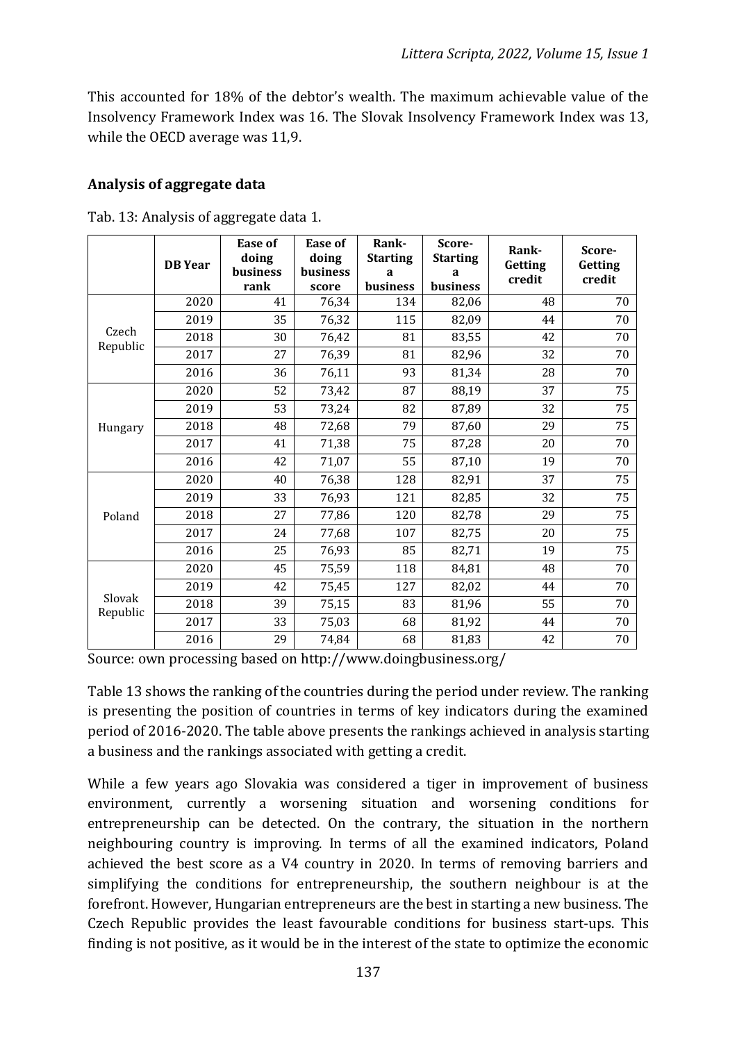This accounted for 18% of the debtor's wealth. The maximum achievable value of the Insolvency Framework Index was 16. The Slovak Insolvency Framework Index was 13, while the OECD average was 11,9.

## Analysis of aggregate data

Tab. 13: Analysis of aggregate data 1.

| | DB Year | Ease of doing business rank | Ease of doing business score | Rank-Starting a business | Score-Starting a business | Rank-Getting credit | Score-Getting credit |
|---|---|---|---|---|---|---|---|
| Czech Republic | 2020 | 41 | 76,34 | 134 | 82,06 | 48 | 70 |
| | 2019 | 35 | 76,32 | 115 | 82,09 | 44 | 70 |
| | 2018 | 30 | 76,42 | 81 | 83,55 | 42 | 70 |
| | 2017 | 27 | 76,39 | 81 | 82,96 | 32 | 70 |
| | 2016 | 36 | 76,11 | 93 | 81,34 | 28 | 70 |
| Hungary | 2020 | 52 | 73,42 | 87 | 88,19 | 37 | 75 |
| | 2019 | 53 | 73,24 | 82 | 87,89 | 32 | 75 |
| | 2018 | 48 | 72,68 | 79 | 87,60 | 29 | 75 |
| | 2017 | 41 | 71,38 | 75 | 87,28 | 20 | 70 |
| | 2016 | 42 | 71,07 | 55 | 87,10 | 19 | 70 |
| Poland | 2020 | 40 | 76,38 | 128 | 82,91 | 37 | 75 |
| | 2019 | 33 | 76,93 | 121 | 82,85 | 32 | 75 |
| | 2018 | 27 | 77,86 | 120 | 82,78 | 29 | 75 |
| | 2017 | 24 | 77,68 | 107 | 82,75 | 20 | 75 |
| | 2016 | 25 | 76,93 | 85 | 82,71 | 19 | 75 |
| Slovak Republic | 2020 | 45 | 75,59 | 118 | 84,81 | 48 | 70 |
| | 2019 | 42 | 75,45 | 127 | 82,02 | 44 | 70 |
| | 2018 | 39 | 75,15 | 83 | 81,96 | 55 | 70 |
| | 2017 | 33 | 75,03 | 68 | 81,92 | 44 | 70 |
| | 2016 | 29 | 74,84 | 68 | 81,83 | 42 | 70 |

Source: own processing based on http://www.doingbusiness.org/

Table 13 shows the ranking of the countries during the period under review. The ranking is presenting the position of countries in terms of key indicators during the examined period of 2016-2020. The table above presents the rankings achieved in analysis starting a business and the rankings associated with getting a credit.

While a few years ago Slovakia was considered a tiger in improvement of business environment, currently a worsening situation and worsening conditions for entrepreneurship can be detected. On the contrary, the situation in the northern neighbouring country is improving. In terms of all the examined indicators, Poland achieved the best score as a V4 country in 2020. In terms of removing barriers and simplifying the conditions for entrepreneurship, the southern neighbour is at the forefront. However, Hungarian entrepreneurs are the best in starting a new business. The Czech Republic provides the least favourable conditions for business start-ups. This finding is not positive, as it would be in the interest of the state to optimize the economic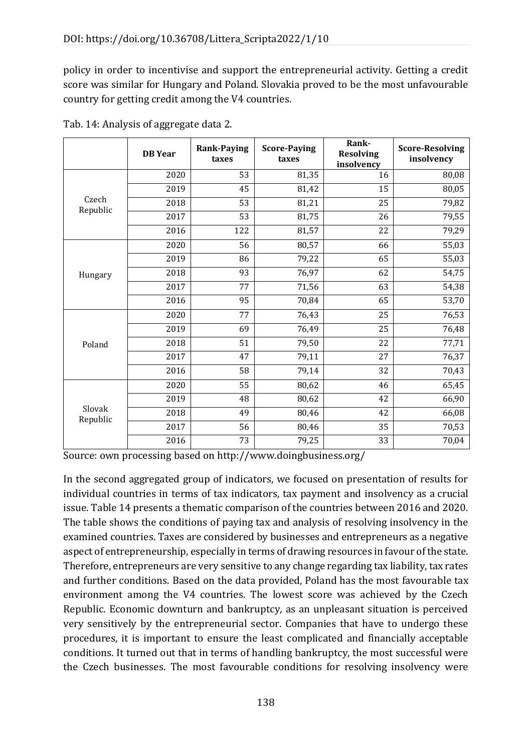policy in order to incentivise and support the entrepreneurial activity. Getting a credit score was similar for Hungary and Poland. Slovakia proved to be the most unfavourable country for getting credit among the V4 countries.

Tab. 14: Analysis of aggregate data 2.

| | DB Year | Rank-Paying taxes | Score-Paying taxes | Rank-Resolving insolvency | Score-Resolving insolvency |
|---|---|---|---|---|---|
| Czech Republic | 2020 | 53 | 81,35 | 16 | 80,08 |
| | 2019 | 45 | 81,42 | 15 | 80,05 |
| | 2018 | 53 | 81,21 | 25 | 79,82 |
| | 2017 | 53 | 81,75 | 26 | 79,55 |
| | 2016 | 122 | 81,57 | 22 | 79,29 |
| Hungary | 2020 | 56 | 80,57 | 66 | 55,03 |
| | 2019 | 86 | 79,22 | 65 | 55,03 |
| | 2018 | 93 | 76,97 | 62 | 54,75 |
| | 2017 | 77 | 71,56 | 63 | 54,38 |
| | 2016 | 95 | 70,84 | 65 | 53,70 |
| Poland | 2020 | 77 | 76,43 | 25 | 76,53 |
| | 2019 | 69 | 76,49 | 25 | 76,48 |
| | 2018 | 51 | 79,50 | 22 | 77,71 |
| | 2017 | 47 | 79,11 | 27 | 76,37 |
| | 2016 | 58 | 79,14 | 32 | 70,43 |
| Slovak Republic | 2020 | 55 | 80,62 | 46 | 65,45 |
| | 2019 | 48 | 80,62 | 42 | 66,90 |
| | 2018 | 49 | 80,46 | 42 | 66,08 |
| | 2017 | 56 | 80,46 | 35 | 70,53 |
| | 2016 | 73 | 79,25 | 33 | 70,04 |

Source: own processing based on http://www.doingbusiness.org/

In the second aggregated group of indicators, we focused on presentation of results for individual countries in terms of tax indicators, tax payment and insolvency as a crucial issue. Table 14 presents a thematic comparison of the countries between 2016 and 2020. The table shows the conditions of paying tax and analysis of resolving insolvency in the examined countries. Taxes are considered by businesses and entrepreneurs as a negative aspect of entrepreneurship, especially in terms of drawing resources in favour of the state. Therefore, entrepreneurs are very sensitive to any change regarding tax liability, tax rates and further conditions. Based on the data provided, Poland has the most favourable tax environment among the V4 countries. The lowest score was achieved by the Czech Republic. Economic downturn and bankruptcy, as an unpleasant situation is perceived very sensitively by the entrepreneurial sector. Companies that have to undergo these procedures, it is important to ensure the least complicated and financially acceptable conditions. It turned out that in terms of handling bankruptcy, the most successful were the Czech businesses. The most favourable conditions for resolving insolvency were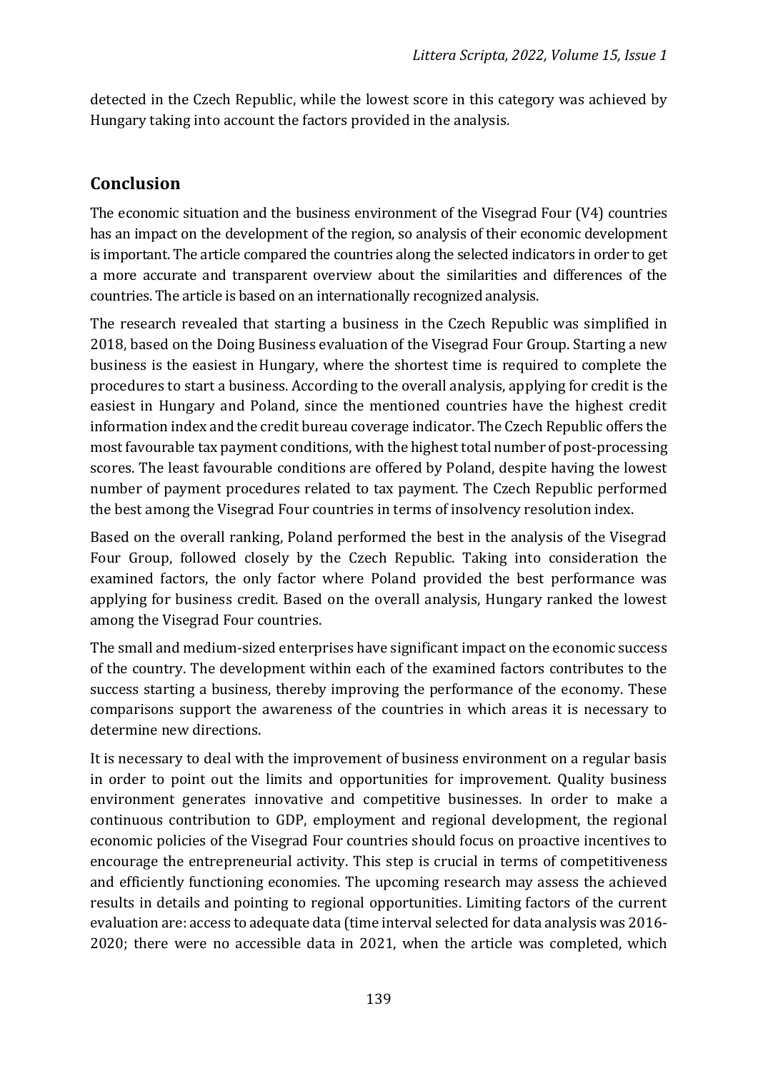detected in the Czech Republic, while the lowest score in this category was achieved by Hungary taking into account the factors provided in the analysis.

## Conclusion

The economic situation and the business environment of the Visegrad Four (V4) countries has an impact on the development of the region, so analysis of their economic development is important. The article compared the countries along the selected indicators in order to get a more accurate and transparent overview about the similarities and differences of the countries. The article is based on an internationally recognized analysis.

The research revealed that starting a business in the Czech Republic was simplified in 2018, based on the Doing Business evaluation of the Visegrad Four Group. Starting a new business is the easiest in Hungary, where the shortest time is required to complete the procedures to start a business. According to the overall analysis, applying for credit is the easiest in Hungary and Poland, since the mentioned countries have the highest credit information index and the credit bureau coverage indicator. The Czech Republic offers the most favourable tax payment conditions, with the highest total number of post-processing scores. The least favourable conditions are offered by Poland, despite having the lowest number of payment procedures related to tax payment. The Czech Republic performed the best among the Visegrad Four countries in terms of insolvency resolution index.

Based on the overall ranking, Poland performed the best in the analysis of the Visegrad Four Group, followed closely by the Czech Republic. Taking into consideration the examined factors, the only factor where Poland provided the best performance was applying for business credit. Based on the overall analysis, Hungary ranked the lowest among the Visegrad Four countries.

The small and medium-sized enterprises have significant impact on the economic success of the country. The development within each of the examined factors contributes to the success starting a business, thereby improving the performance of the economy. These comparisons support the awareness of the countries in which areas it is necessary to determine new directions.

It is necessary to deal with the improvement of business environment on a regular basis in order to point out the limits and opportunities for improvement. Quality business environment generates innovative and competitive businesses. In order to make a continuous contribution to GDP, employment and regional development, the regional economic policies of the Visegrad Four countries should focus on proactive incentives to encourage the entrepreneurial activity. This step is crucial in terms of competitiveness and efficiently functioning economies. The upcoming research may assess the achieved results in details and pointing to regional opportunities. Limiting factors of the current evaluation are: access to adequate data (time interval selected for data analysis was 2016-2020; there were no accessible data in 2021, when the article was completed, which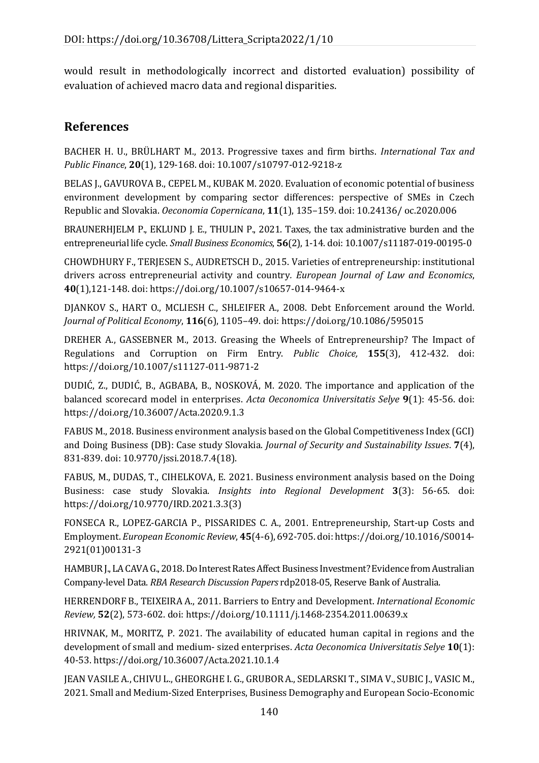would result in methodologically incorrect and distorted evaluation) possibility of evaluation of achieved macro data and regional disparities.

## References

BACHER H. U., BRÜLHART M., 2013. Progressive taxes and firm births. *International Tax and Public Finance*, **20**(1), 129-168. doi: 10.1007/s10797-012-9218-z

BELAS J., GAVUROVA B., CEPEL M., KUBAK M. 2020. Evaluation of economic potential of business environment development by comparing sector differences: perspective of SMEs in Czech Republic and Slovakia. *Oeconomia Copernicana*, **11**(1), 135–159. doi: 10.24136/ oc.2020.006

BRAUNERHJELM P., EKLUND J. E., THULIN P., 2021. Taxes, the tax administrative burden and the entrepreneurial life cycle. *Small Business Economics*, **56**(2), 1-14. doi: 10.1007/s11187-019-00195-0

CHOWDHURY F., TERJESEN S., AUDRETSCH D., 2015. Varieties of entrepreneurship: institutional drivers across entrepreneurial activity and country. *European Journal of Law and Economics*, **40**(1),121-148. doi: https://doi.org/10.1007/s10657-014-9464-x

DJANKOV S., HART O., MCLIESH C., SHLEIFER A., 2008. Debt Enforcement around the World. *Journal of Political Economy*, **116**(6), 1105–49. doi: https://doi.org/10.1086/595015

DREHER A., GASSEBNER M., 2013. Greasing the Wheels of Entrepreneurship? The Impact of Regulations and Corruption on Firm Entry. *Public Choice,* **155**(3), 412-432. doi: https://doi.org/10.1007/s11127-011-9871-2

DUDIĆ, Z., DUDIĆ, B., AGBABA, B., NOSKOVÁ, M. 2020. The importance and application of the balanced scorecard model in enterprises. *Acta Oeconomica Universitatis Selye* **9**(1): 45-56. doi: https://doi.org/10.36007/Acta.2020.9.1.3

FABUS M., 2018. Business environment analysis based on the Global Competitiveness Index (GCI) and Doing Business (DB): Case study Slovakia. *Journal of Security and Sustainability Issues*. **7**(4), 831-839. doi: 10.9770/jssi.2018.7.4(18).

FABUS, M., DUDAS, T., CIHELKOVA, E. 2021. Business environment analysis based on the Doing Business: case study Slovakia. *Insights into Regional Development* **3**(3): 56-65. doi: https://doi.org/10.9770/IRD.2021.3.3(3)

FONSECA R., LOPEZ-GARCIA P., PISSARIDES C. A., 2001. Entrepreneurship, Start-up Costs and Employment. *European Economic Review*, **45**(4-6), 692-705. doi: https://doi.org/10.1016/S0014-2921(01)00131-3

HAMBUR J., LA CAVA G., 2018. Do Interest Rates Affect Business Investment? Evidence from Australian Company-level Data. *RBA Research Discussion Papers* rdp2018-05, Reserve Bank of Australia.

HERRENDORF B., TEIXEIRA A., 2011. Barriers to Entry and Development. *International Economic Review,* **52**(2), 573-602. doi: https://doi.org/10.1111/j.1468-2354.2011.00639.x

HRIVNAK, M., MORITZ, P. 2021. The availability of educated human capital in regions and the development of small and medium- sized enterprises. *Acta Oeconomica Universitatis Selye* **10**(1): 40-53. https://doi.org/10.36007/Acta.2021.10.1.4

JEAN VASILE A., CHIVU L., GHEORGHE I. G., GRUBOR A., SEDLARSKI T., SIMA V., SUBIC J., VASIC M., 2021. Small and Medium-Sized Enterprises, Business Demography and European Socio-Economic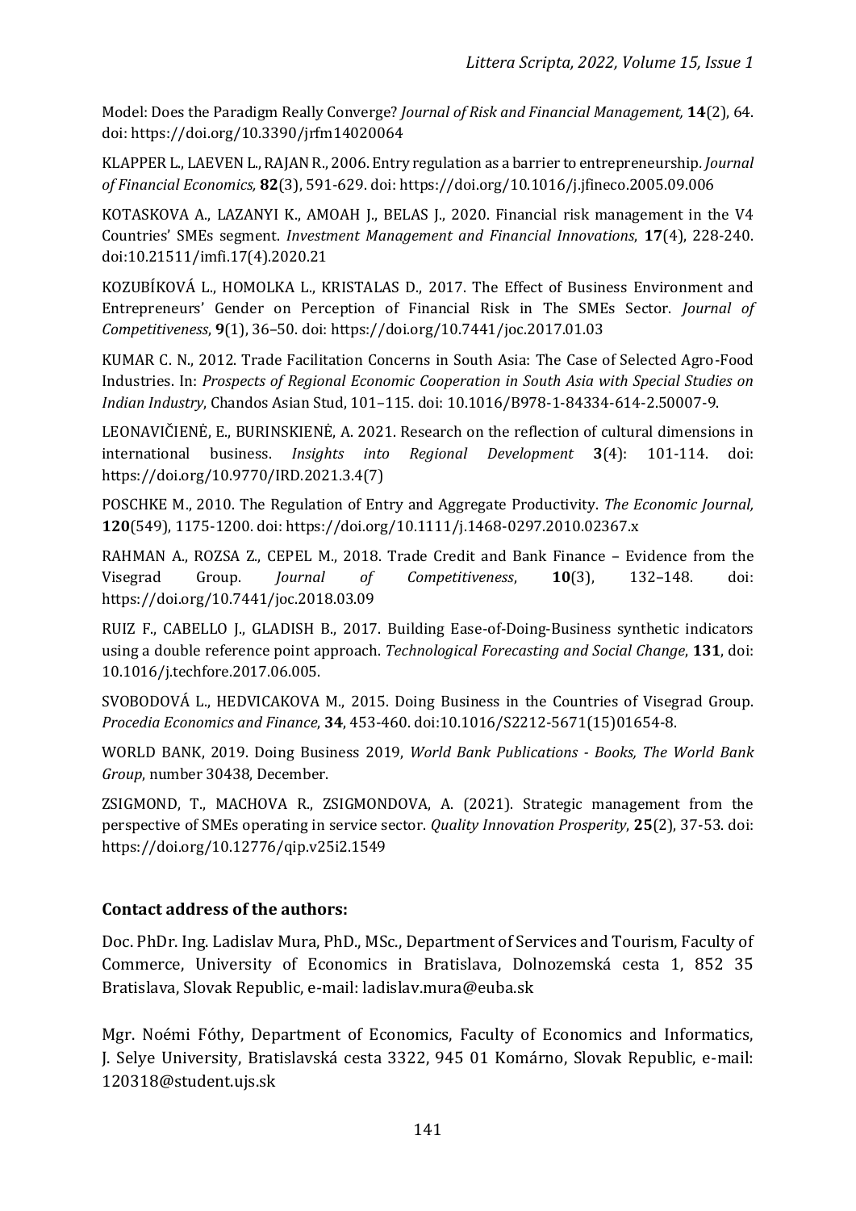Model: Does the Paradigm Really Converge? *Journal of Risk and Financial Management,* **14**(2), 64. doi: https://doi.org/10.3390/jrfm14020064

KLAPPER L., LAEVEN L., RAJAN R., 2006. Entry regulation as a barrier to entrepreneurship. *Journal of Financial Economics,* **82**(3), 591-629. doi: https://doi.org/10.1016/j.jfineco.2005.09.006

KOTASKOVA A., LAZANYI K., AMOAH J., BELAS J., 2020. Financial risk management in the V4 Countries' SMEs segment. *Investment Management and Financial Innovations*, **17**(4), 228-240. doi:10.21511/imfi.17(4).2020.21

KOZUBÍKOVÁ L., HOMOLKA L., KRISTALAS D., 2017. The Effect of Business Environment and Entrepreneurs' Gender on Perception of Financial Risk in The SMEs Sector. *Journal of Competitiveness*, **9**(1), 36–50. doi: https://doi.org/10.7441/joc.2017.01.03

KUMAR C. N., 2012. Trade Facilitation Concerns in South Asia: The Case of Selected Agro-Food Industries. In: *Prospects of Regional Economic Cooperation in South Asia with Special Studies on Indian Industry*, Chandos Asian Stud, 101–115. doi: 10.1016/B978-1-84334-614-2.50007-9.

LEONAVIČIENĖ, E., BURINSKIENĖ, A. 2021. Research on the reflection of cultural dimensions in international business. *Insights into Regional Development* **3**(4): 101-114. doi: https://doi.org/10.9770/IRD.2021.3.4(7)

POSCHKE M., 2010. The Regulation of Entry and Aggregate Productivity. *The Economic Journal,* **120**(549), 1175-1200. doi: https://doi.org/10.1111/j.1468-0297.2010.02367.x

RAHMAN A., ROZSA Z., CEPEL M., 2018. Trade Credit and Bank Finance – Evidence from the Visegrad Group. *Journal of Competitiveness*, **10**(3), 132–148. doi: https://doi.org/10.7441/joc.2018.03.09

RUIZ F., CABELLO J., GLADISH B., 2017. Building Ease-of-Doing-Business synthetic indicators using a double reference point approach. *Technological Forecasting and Social Change*, **131**, doi: 10.1016/j.techfore.2017.06.005.

SVOBODOVÁ L., HEDVICAKOVA M., 2015. Doing Business in the Countries of Visegrad Group. *Procedia Economics and Finance*, **34**, 453-460. doi:10.1016/S2212-5671(15)01654-8.

WORLD BANK, 2019. Doing Business 2019, *World Bank Publications - Books, The World Bank Group*, number 30438, December.

ZSIGMOND, T., MACHOVA R., ZSIGMONDOVA, A. (2021). Strategic management from the perspective of SMEs operating in service sector. *Quality Innovation Prosperity*, **25**(2), 37-53. doi: https://doi.org/10.12776/qip.v25i2.1549

## Contact address of the authors:

Doc. PhDr. Ing. Ladislav Mura, PhD., MSc., Department of Services and Tourism, Faculty of Commerce, University of Economics in Bratislava, Dolnozemská cesta 1, 852 35 Bratislava, Slovak Republic, e-mail: ladislav.mura@euba.sk

Mgr. Noémi Fóthy, Department of Economics, Faculty of Economics and Informatics, J. Selye University, Bratislavská cesta 3322, 945 01 Komárno, Slovak Republic, e-mail: 120318@student.ujs.sk